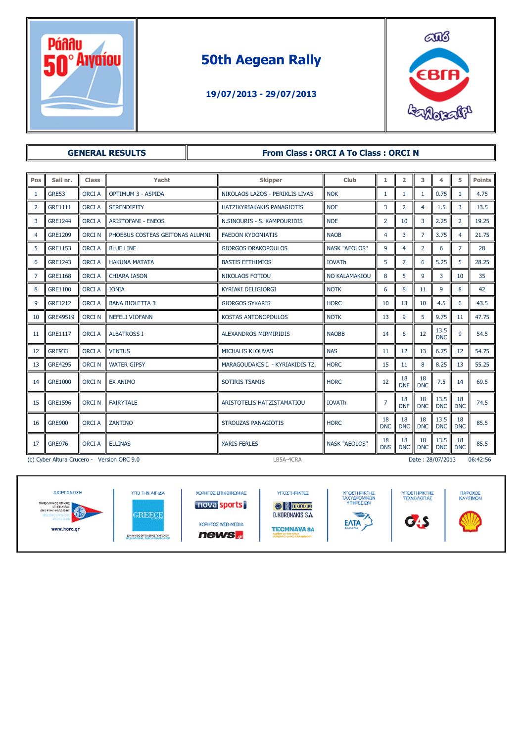# 50th Aegean Rally

**19/07/2013 - 29/07/2013**

## GENERAL RESULTS

**From Class : ORCI A To Class : ORCI N**

| Pos | Sail nr. | Class | Yacht | Skipper | Club | 1 | 2 | 3 | 4 | 5 | Points |
|---|---|---|---|---|---|---|---|---|---|---|---|
| 1 | GRE53 | ORCI A | OPTIMUM 3 - ASPIDA | NIKOLAOS LAZOS - PERIKLIS LIVAS | NOK | 1 | 1 | 1 | 0.75 | 1 | 4.75 |
| 2 | GRE1111 | ORCI A | SERENDIPITY | HATZIKYRIAKAKIS PANAGIOTIS | NOE | 3 | 2 | 4 | 1.5 | 3 | 13.5 |
| 3 | GRE1244 | ORCI A | ARISTOFANI - ENEOS | N.SINOURIS - S. KAMPOURIDIS | NOE | 2 | 10 | 3 | 2.25 | 2 | 19.25 |
| 4 | GRE1209 | ORCI N | PHOEBUS COSTEAS GEITONAS ALUMNI | FAEDON KYDONIATIS | NAOB | 4 | 3 | 7 | 3.75 | 4 | 21.75 |
| 5 | GRE1153 | ORCI A | BLUE LINE | GIORGOS DRAKOPOULOS | NASK "AEOLOS" | 9 | 4 | 2 | 6 | 7 | 28 |
| 6 | GRE1243 | ORCI A | HAKUNA MATATA | BASTIS EFTHIMIOS | IOVATh | 5 | 7 | 6 | 5.25 | 5 | 28.25 |
| 7 | GRE1168 | ORCI A | CHIARA IASON | NIKOLAOS FOTIOU | NO KALAMAKIOU | 8 | 5 | 9 | 3 | 10 | 35 |
| 8 | GRE1100 | ORCI A | IONIA | KYRIAKI DELIGIORGI | NOTK | 6 | 8 | 11 | 9 | 8 | 42 |
| 9 | GRE1212 | ORCI A | BANA BIOLETTA 3 | GIORGOS SYKARIS | HORC | 10 | 13 | 10 | 4.5 | 6 | 43.5 |
| 10 | GRE49519 | ORCI N | NEFELI VIOFANN | KOSTAS ANTONOPOULOS | NOTK | 13 | 9 | 5 | 9.75 | 11 | 47.75 |
| 11 | GRE1117 | ORCI A | ALBATROSS I | ALEXANDROS MIRMIRIDIS | NAOBB | 14 | 6 | 12 | 13.5 DNC | 9 | 54.5 |
| 12 | GRE933 | ORCI A | VENTUS | MICHALIS KLOUVAS | NAS | 11 | 12 | 13 | 6.75 | 12 | 54.75 |
| 13 | GRE4295 | ORCI N | WATER GIPSY | MARAGOUDAKIS I. - KYRIAKIDIS TZ. | HORC | 15 | 11 | 8 | 8.25 | 13 | 55.25 |
| 14 | GRE1000 | ORCI N | EX ANIMO | SOTIRIS TSAMIS | HORC | 12 | 18 DNF | 18 DNC | 7.5 | 14 | 69.5 |
| 15 | GRE1596 | ORCI N | FAIRYTALE | ARISTOTELIS HATZISTAMATIOU | IOVATh | 7 | 18 DNF | 18 DNC | 13.5 DNC | 18 DNC | 74.5 |
| 16 | GRE900 | ORCI A | ZANTINO | STROUZAS PANAGIOTIS | HORC | 18 DNC | 18 DNC | 18 DNC | 13.5 DNC | 18 DNC | 85.5 |
| 17 | GRE976 | ORCI A | ELLINAS | XARIS FERLES | NASK "AEOLOS" | 18 DNS | 18 DNC | 18 DNC | 13.5 DNC | 18 DNC | 85.5 |

(c) Cyber Altura Crucero - Version ORC 9.0 LB5A-4CRA Date : 28/07/2013 06:42:56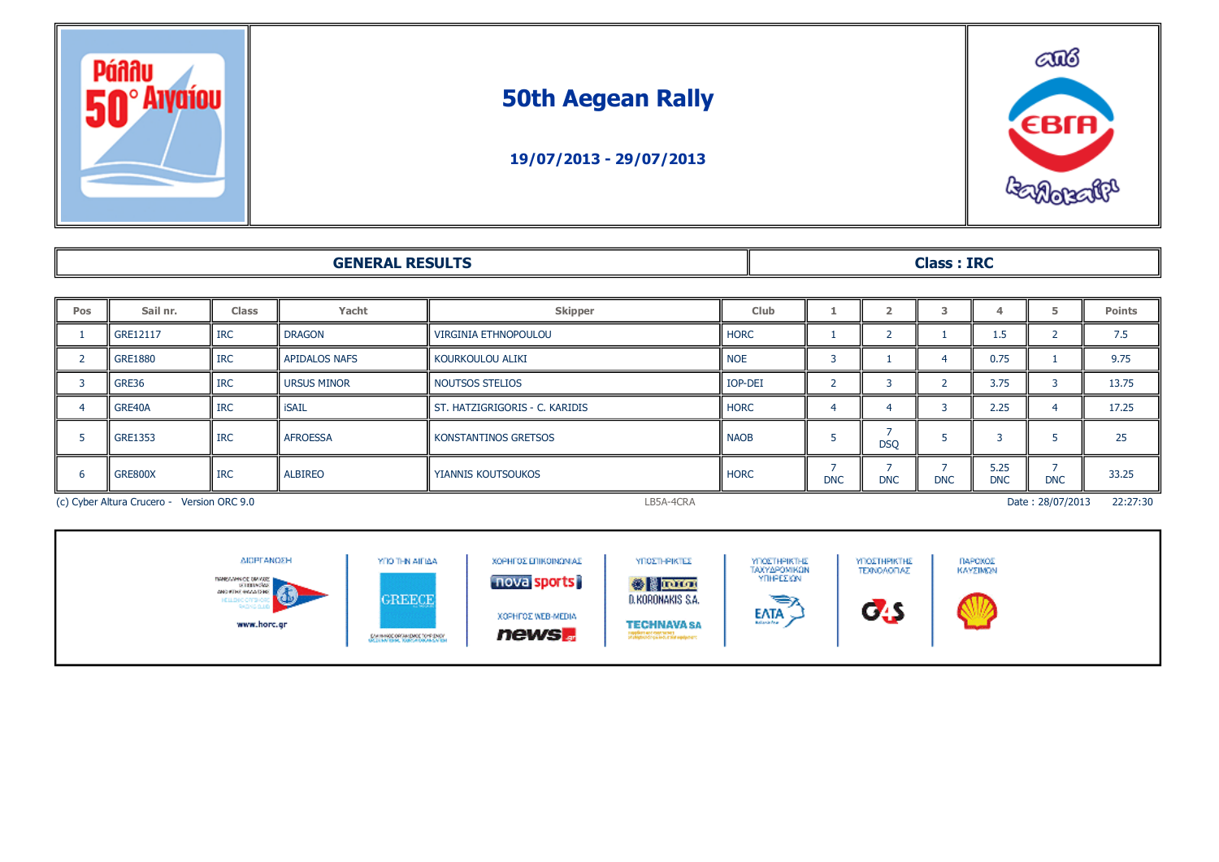# 50th Aegean Rally

**19/07/2013 - 29/07/2013**

## GENERAL RESULTS

**Class : IRC**

| Pos | Sail nr. | Class | Yacht | Skipper | Club | 1 | 2 | 3 | 4 | 5 | Points |
|---|---|---|---|---|---|---|---|---|---|---|---|
| 1 | GRE12117 | IRC | DRAGON | VIRGINIA ETHNOPOULOU | HORC | 1 | 2 | 1 | 1.5 | 2 | 7.5 |
| 2 | GRE1880 | IRC | APIDALOS NAFS | KOURKOULOU ALIKI | NOE | 3 | 1 | 4 | 0.75 | 1 | 9.75 |
| 3 | GRE36 | IRC | URSUS MINOR | NOUTSOS STELIOS | IOP-DEI | 2 | 3 | 2 | 3.75 | 3 | 13.75 |
| 4 | GRE40A | IRC | iSAIL | ST. HATZIGRIGORIS - C. KARIDIS | HORC | 4 | 4 | 3 | 2.25 | 4 | 17.25 |
| 5 | GRE1353 | IRC | AFROESSA | KONSTANTINOS GRETSOS | NAOB | 5 | 7 DSQ | 5 | 3 | 5 | 25 |
| 6 | GRE800X | IRC | ALBIREO | YIANNIS KOUTSOUKOS | HORC | 7 DNC | 7 DNC | 7 DNC | 5.25 DNC | 7 DNC | 33.25 |

(c) Cyber Altura Crucero - Version ORC 9.0 LB5A-4CRA Date : 28/07/2013 22:27:30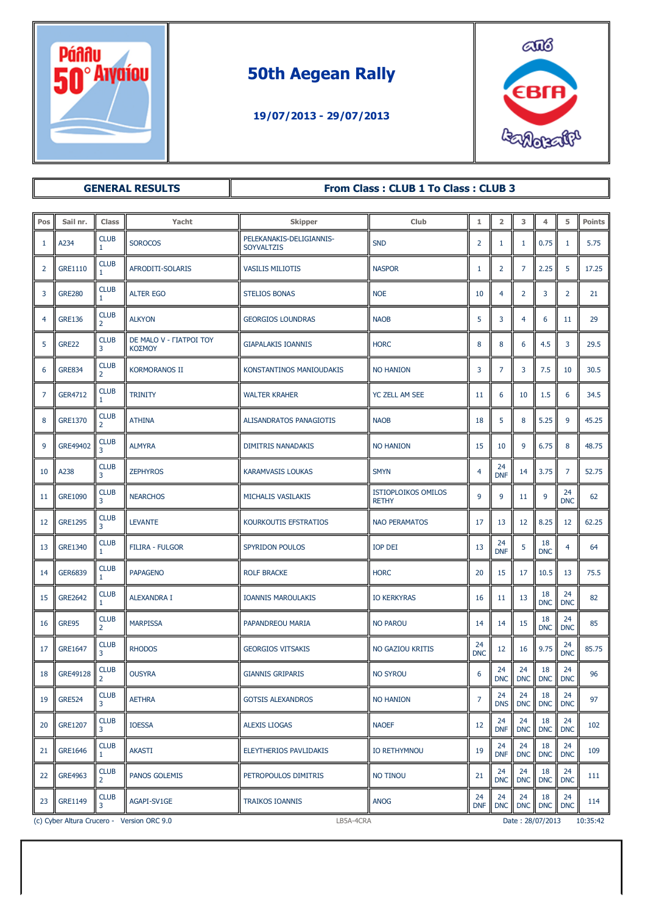# 50th Aegean Rally

**19/07/2013 - 29/07/2013**

## GENERAL RESULTS

**From Class : CLUB 1 To Class : CLUB 3**

| Pos | Sail nr. | Class | Yacht | Skipper | Club | 1 | 2 | 3 | 4 | 5 | Points |
|---|---|---|---|---|---|---|---|---|---|---|---|
| 1 | A234 | CLUB 1 | SOROCOS | PELEKANAKIS-DELIGIANNIS-SOYVALTZIS | SND | 2 | 1 | 1 | 0.75 | 1 | 5.75 |
| 2 | GRE1110 | CLUB 1 | AFRODITI-SOLARIS | VASILIS MILIOTIS | NASPOR | 1 | 2 | 7 | 2.25 | 5 | 17.25 |
| 3 | GRE280 | CLUB 1 | ALTER EGO | STELIOS BONAS | NOE | 10 | 4 | 2 | 3 | 2 | 21 |
| 4 | GRE136 | CLUB 2 | ALKYON | GEORGIOS LOUNDRAS | NAOB | 5 | 3 | 4 | 6 | 11 | 29 |
| 5 | GRE22 | CLUB 3 | DE MALO V - ΓΙΑΤΡΟΙ ΤΟΥ ΚΟΣΜΟΥ | GIAPALAKIS IOANNIS | HORC | 8 | 8 | 6 | 4.5 | 3 | 29.5 |
| 6 | GRE834 | CLUB 2 | KORMORANOS II | KONSTANTINOS MANIOUDAKIS | NO HANION | 3 | 7 | 3 | 7.5 | 10 | 30.5 |
| 7 | GER4712 | CLUB 1 | TRINITY | WALTER KRAHER | YC ZELL AM SEE | 11 | 6 | 10 | 1.5 | 6 | 34.5 |
| 8 | GRE1370 | CLUB 2 | ATHINA | ALISANDRATOS PANAGIOTIS | NAOB | 18 | 5 | 8 | 5.25 | 9 | 45.25 |
| 9 | GRE49402 | CLUB 3 | ALMYRA | DIMITRIS NANADAKIS | NO HANION | 15 | 10 | 9 | 6.75 | 8 | 48.75 |
| 10 | A238 | CLUB 3 | ZEPHYROS | KARAMVASIS LOUKAS | SMYN | 4 | 24 DNF | 14 | 3.75 | 7 | 52.75 |
| 11 | GRE1090 | CLUB 3 | NEARCHOS | MICHALIS VASILAKIS | ISTIOPLOIKOS OMILOS RETHY | 9 | 9 | 11 | 9 | 24 DNC | 62 |
| 12 | GRE1295 | CLUB 3 | LEVANTE | KOURKOUTIS EFSTRATIOS | NAO PERAMATOS | 17 | 13 | 12 | 8.25 | 12 | 62.25 |
| 13 | GRE1340 | CLUB 1 | FILIRA - FULGOR | SPYRIDON POULOS | IOP DEI | 13 | 24 DNF | 5 | 18 DNC | 4 | 64 |
| 14 | GER6839 | CLUB 1 | PAPAGENO | ROLF BRACKE | HORC | 20 | 15 | 17 | 10.5 | 13 | 75.5 |
| 15 | GRE2642 | CLUB 1 | ALEXANDRA I | IOANNIS MAROULAKIS | IO KERKYRAS | 16 | 11 | 13 | 18 DNC | 24 DNC | 82 |
| 16 | GRE95 | CLUB 2 | MARPISSA | PAPANDREOU MARIA | NO PAROU | 14 | 14 | 15 | 18 DNC | 24 DNC | 85 |
| 17 | GRE1647 | CLUB 3 | RHODOS | GEORGIOS VITSAKIS | NO GAZIOU KRITIS | 24 DNC | 12 | 16 | 9.75 | 24 DNC | 85.75 |
| 18 | GRE49128 | CLUB 2 | OUSYRA | GIANNIS GRIPARIS | NO SYROU | 6 | 24 DNC | 24 DNC | 18 DNC | 24 DNC | 96 |
| 19 | GRE524 | CLUB 3 | AETHRA | GOTSIS ALEXANDROS | NO HANION | 7 | 24 DNS | 24 DNC | 18 DNC | 24 DNC | 97 |
| 20 | GRE1207 | CLUB 3 | IOESSA | ALEXIS LIOGAS | NAOEF | 12 | 24 DNF | 24 DNC | 18 DNC | 24 DNC | 102 |
| 21 | GRE1646 | CLUB 1 | AKASTI | ELEYTHERIOS PAVLIDAKIS | IO RETHYMNOU | 19 | 24 DNF | 24 DNC | 18 DNC | 24 DNC | 109 |
| 22 | GRE4963 | CLUB 2 | PANOS GOLEMIS | PETROPOULOS DIMITRIS | NO TINOU | 21 | 24 DNC | 24 DNC | 18 DNC | 24 DNC | 111 |
| 23 | GRE1149 | CLUB 3 | AGAPI-SV1GE | TRAIKOS IOANNIS | ANOG | 24 DNF | 24 DNC | 24 DNC | 18 DNC | 24 DNC | 114 |

(c) Cyber Altura Crucero - Version ORC 9.0 LB5A-4CRA Date : 28/07/2013 10:35:42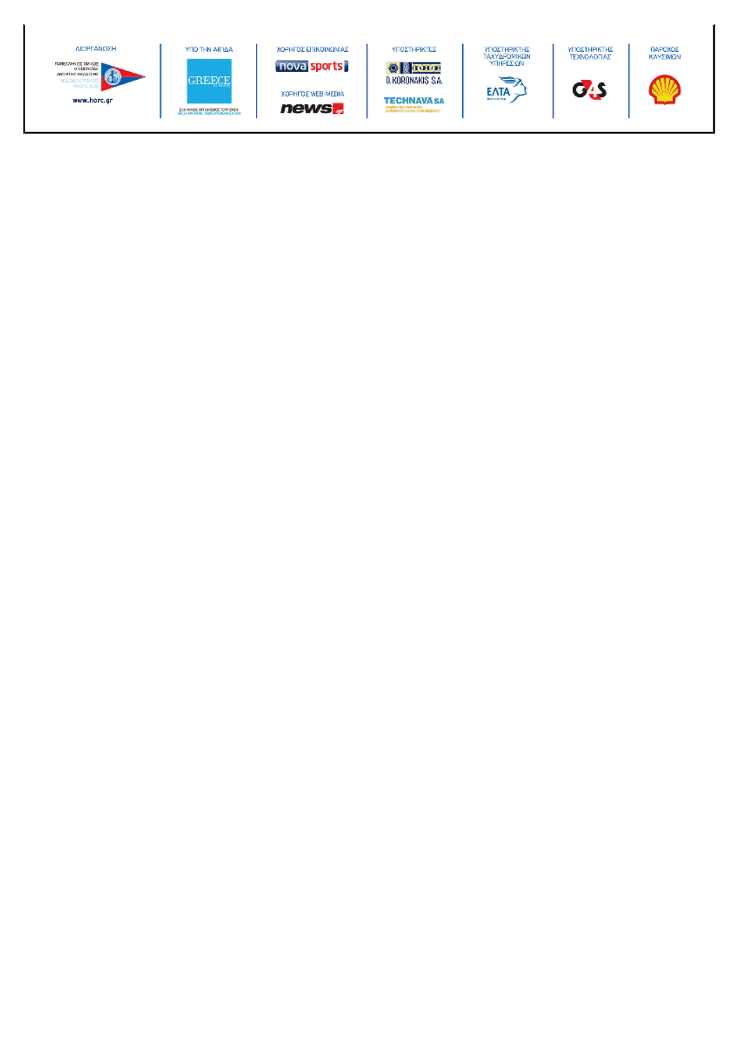ΔΙΟΡΓΑΝΩΣΗ

ΠΑΝΕΛΛΗΝΙΟΣ ΟΜΙΛΟΣ ΙΣ ΙΘΑΛΑΣΣΙΑΣ ΑΝΟΙΧΤΗΣ ΘΑΛΑΣΣΗΣ

HELLENIC OFFSHORE RACING CLUB

www.horc.gr

ΥΠΟ ΤΗΝ ΑΙΓΙΔΑ

GREECE

ΕΛΛΗΝΙΚΟΣ ΟΡΓΑΝΙΣΜΟΣ ΤΟΥΡΙΣΜΟΥ

ΧΟΡΗΓΟΣ ΕΠΙΚΟΙΝΩΝΙΑΣ

nova sports

ΧΟΡΗΓΟΣ WEB-MEDIA

news.gr

ΥΠΟΣΤΗΡΙΚΤΕΣ

D. KORONAKIS S.A.

TECHNAVA SA

ΥΠΟΣΤΗΡΙΚΤΗΣ ΤΑΧΥΔΡΟΜΙΚΩΝ ΥΠΗΡΕΣΙΩΝ

ΕΛΤΑ

ΥΠΟΣΤΗΡΙΚΤΗΣ ΤΕΧΝΟΛΟΓΙΑΣ

G4S

ΠΑΡΟΧΟΣ ΚΑΥΣΙΜΩΝ

Shell